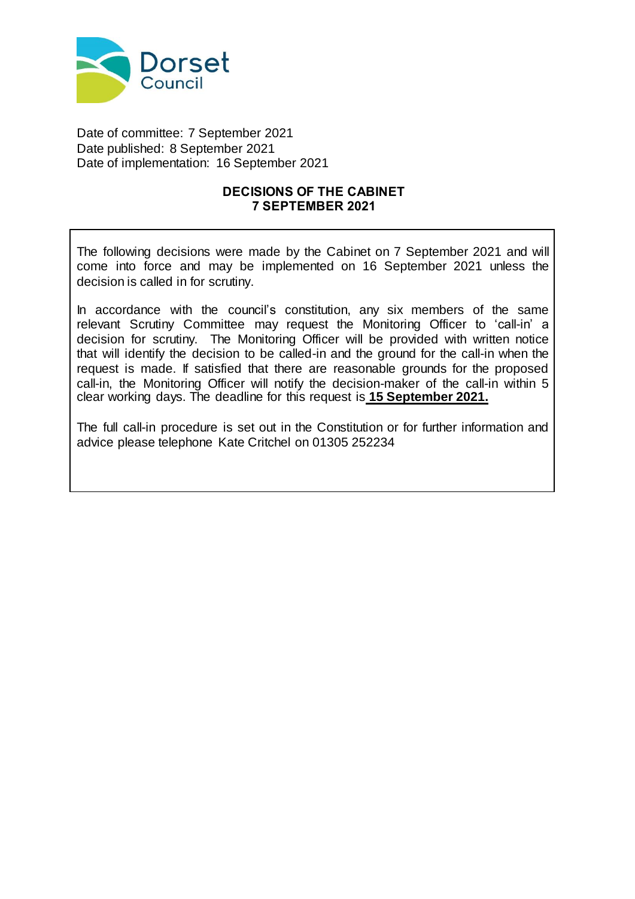Date of committee: 7 September 2021
Date published: 8 September 2021
Date of implementation: 16 September 2021

**DECISIONS OF THE CABINET**
**7 SEPTEMBER 2021**

The following decisions were made by the Cabinet on 7 September 2021 and will come into force and may be implemented on 16 September 2021 unless the decision is called in for scrutiny.

In accordance with the council's constitution, any six members of the same relevant Scrutiny Committee may request the Monitoring Officer to 'call-in' a decision for scrutiny. The Monitoring Officer will be provided with written notice that will identify the decision to be called-in and the ground for the call-in when the request is made. If satisfied that there are reasonable grounds for the proposed call-in, the Monitoring Officer will notify the decision-maker of the call-in within 5 clear working days. The deadline for this request is **15 September 2021.**

The full call-in procedure is set out in the Constitution or for further information and advice please telephone Kate Critchel on 01305 252234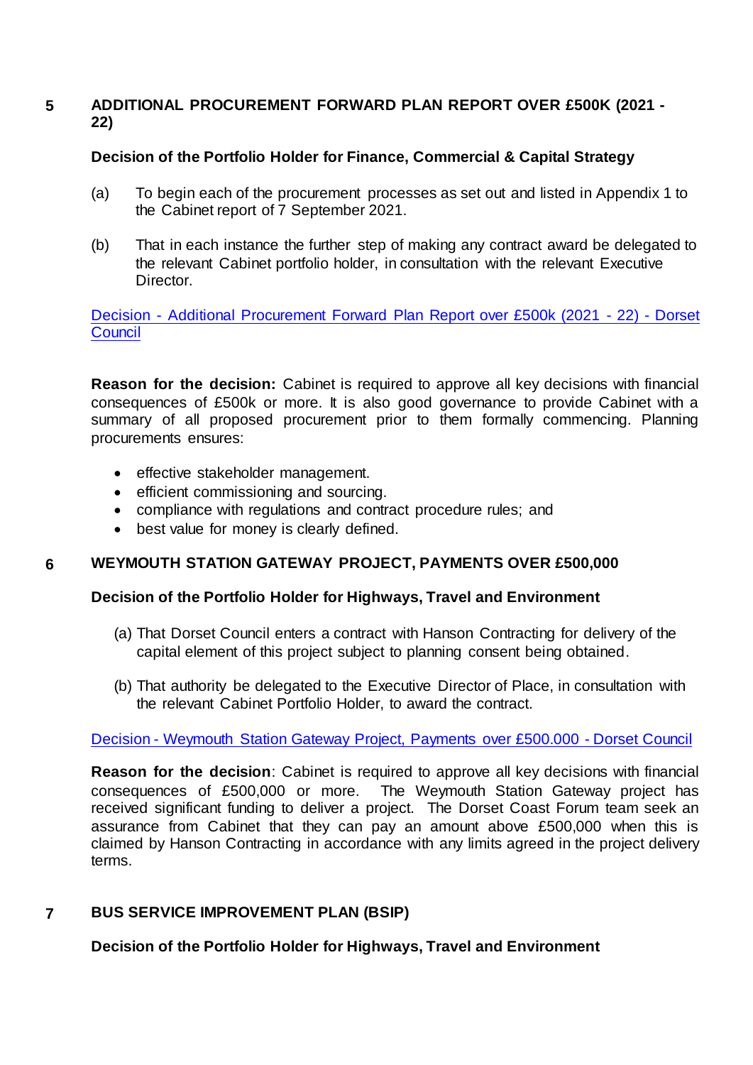## 5 ADDITIONAL PROCUREMENT FORWARD PLAN REPORT OVER £500K (2021 - 22)

**Decision of the Portfolio Holder for Finance, Commercial & Capital Strategy**

(a) To begin each of the procurement processes as set out and listed in Appendix 1 to the Cabinet report of 7 September 2021.

(b) That in each instance the further step of making any contract award be delegated to the relevant Cabinet portfolio holder, in consultation with the relevant Executive Director.

Decision - Additional Procurement Forward Plan Report over £500k (2021 - 22) - Dorset Council

**Reason for the decision:** Cabinet is required to approve all key decisions with financial consequences of £500k or more. It is also good governance to provide Cabinet with a summary of all proposed procurement prior to them formally commencing. Planning procurements ensures:

- effective stakeholder management.
- efficient commissioning and sourcing.
- compliance with regulations and contract procedure rules; and
- best value for money is clearly defined.

## 6 WEYMOUTH STATION GATEWAY PROJECT, PAYMENTS OVER £500,000

**Decision of the Portfolio Holder for Highways, Travel and Environment**

(a) That Dorset Council enters a contract with Hanson Contracting for delivery of the capital element of this project subject to planning consent being obtained.

(b) That authority be delegated to the Executive Director of Place, in consultation with the relevant Cabinet Portfolio Holder, to award the contract.

Decision - Weymouth Station Gateway Project, Payments over £500.000 - Dorset Council

**Reason for the decision**: Cabinet is required to approve all key decisions with financial consequences of £500,000 or more. The Weymouth Station Gateway project has received significant funding to deliver a project. The Dorset Coast Forum team seek an assurance from Cabinet that they can pay an amount above £500,000 when this is claimed by Hanson Contracting in accordance with any limits agreed in the project delivery terms.

## 7 BUS SERVICE IMPROVEMENT PLAN (BSIP)

**Decision of the Portfolio Holder for Highways, Travel and Environment**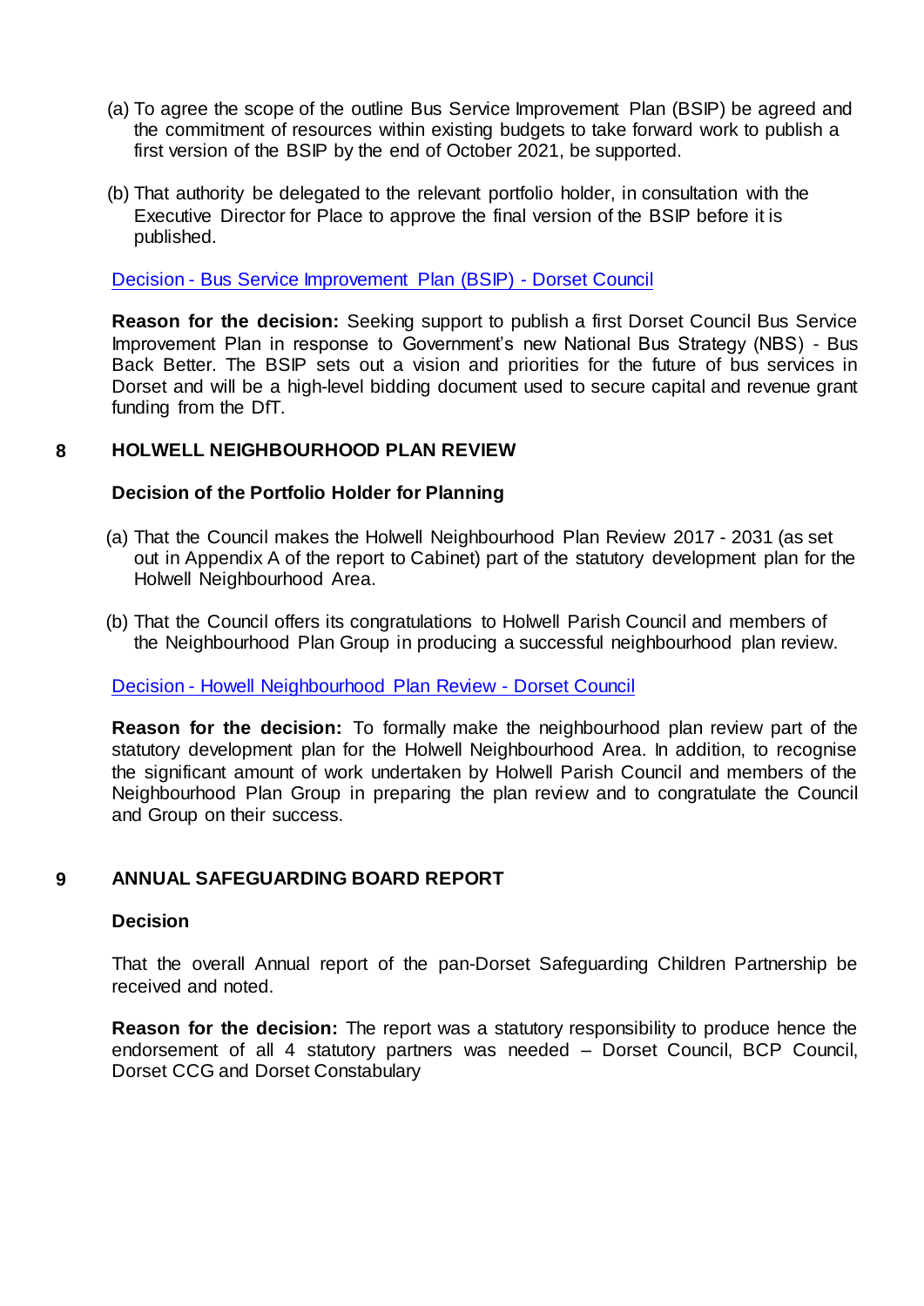(a) To agree the scope of the outline Bus Service Improvement Plan (BSIP) be agreed and the commitment of resources within existing budgets to take forward work to publish a first version of the BSIP by the end of October 2021, be supported.

(b) That authority be delegated to the relevant portfolio holder, in consultation with the Executive Director for Place to approve the final version of the BSIP before it is published.

[Decision - Bus Service Improvement Plan (BSIP) - Dorset Council]

**Reason for the decision:** Seeking support to publish a first Dorset Council Bus Service Improvement Plan in response to Government's new National Bus Strategy (NBS) - Bus Back Better. The BSIP sets out a vision and priorities for the future of bus services in Dorset and will be a high-level bidding document used to secure capital and revenue grant funding from the DfT.

## 8 HOLWELL NEIGHBOURHOOD PLAN REVIEW

**Decision of the Portfolio Holder for Planning**

(a) That the Council makes the Holwell Neighbourhood Plan Review 2017 - 2031 (as set out in Appendix A of the report to Cabinet) part of the statutory development plan for the Holwell Neighbourhood Area.

(b) That the Council offers its congratulations to Holwell Parish Council and members of the Neighbourhood Plan Group in producing a successful neighbourhood plan review.

[Decision - Howell Neighbourhood Plan Review - Dorset Council]

**Reason for the decision:** To formally make the neighbourhood plan review part of the statutory development plan for the Holwell Neighbourhood Area. In addition, to recognise the significant amount of work undertaken by Holwell Parish Council and members of the Neighbourhood Plan Group in preparing the plan review and to congratulate the Council and Group on their success.

## 9 ANNUAL SAFEGUARDING BOARD REPORT

**Decision**

That the overall Annual report of the pan-Dorset Safeguarding Children Partnership be received and noted.

**Reason for the decision:** The report was a statutory responsibility to produce hence the endorsement of all 4 statutory partners was needed – Dorset Council, BCP Council, Dorset CCG and Dorset Constabulary